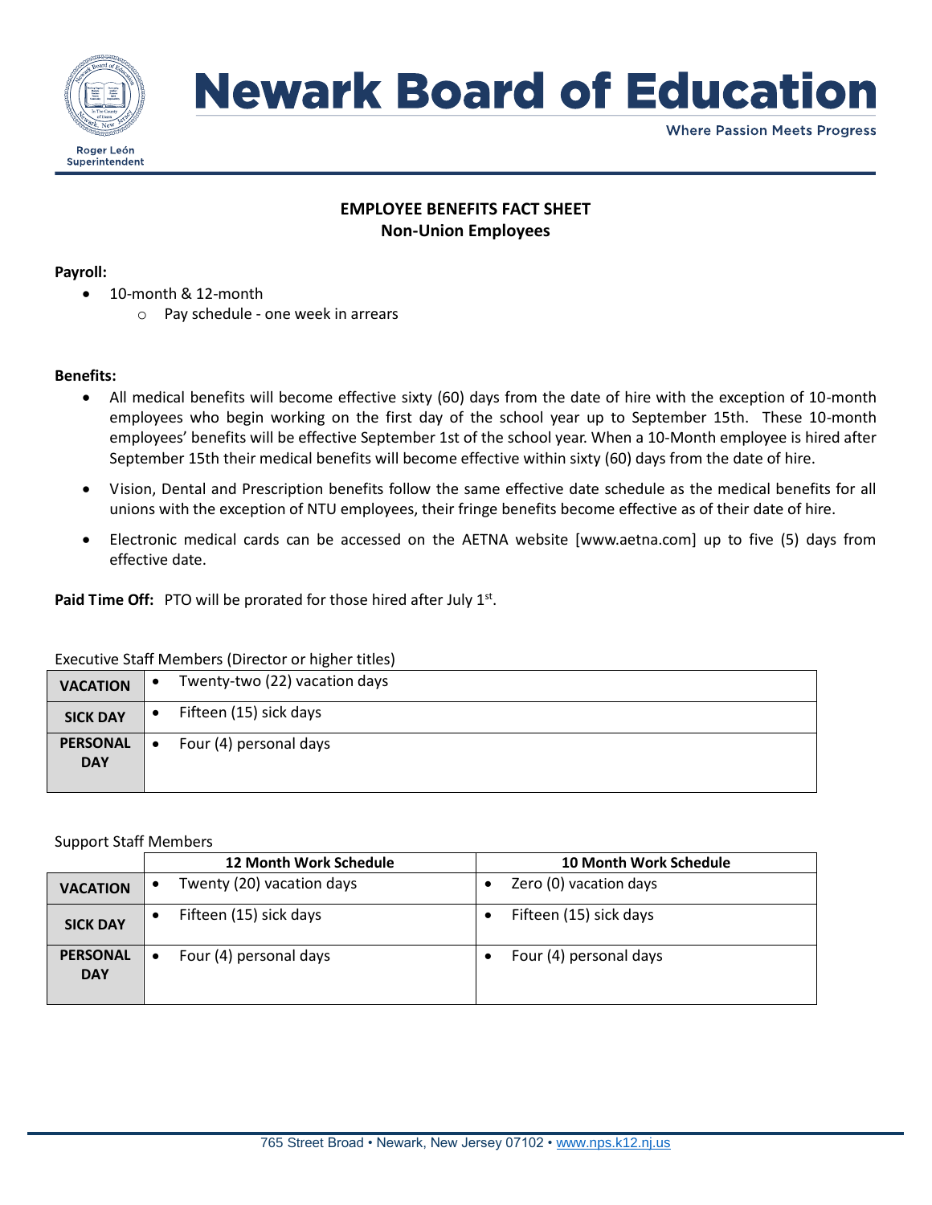# Newark Board of Education

Where Passion Meets Progress

Roger León
Superintendent

## EMPLOYEE BENEFITS FACT SHEET
### Non-Union Employees

**Payroll:**

- 10-month & 12-month
  - Pay schedule - one week in arrears

**Benefits:**

- All medical benefits will become effective sixty (60) days from the date of hire with the exception of 10-month employees who begin working on the first day of the school year up to September 15th. These 10-month employees' benefits will be effective September 1st of the school year. When a 10-Month employee is hired after September 15th their medical benefits will become effective within sixty (60) days from the date of hire.
- Vision, Dental and Prescription benefits follow the same effective date schedule as the medical benefits for all unions with the exception of NTU employees, their fringe benefits become effective as of their date of hire.
- Electronic medical cards can be accessed on the AETNA website [www.aetna.com] up to five (5) days from effective date.

**Paid Time Off:** PTO will be prorated for those hired after July 1st.

Executive Staff Members (Director or higher titles)

| | |
|---|---|
| **VACATION** | Twenty-two (22) vacation days |
| **SICK DAY** | Fifteen (15) sick days |
| **PERSONAL DAY** | Four (4) personal days |

Support Staff Members

| | 12 Month Work Schedule | 10 Month Work Schedule |
|---|---|---|
| **VACATION** | Twenty (20) vacation days | Zero (0) vacation days |
| **SICK DAY** | Fifteen (15) sick days | Fifteen (15) sick days |
| **PERSONAL DAY** | Four (4) personal days | Four (4) personal days |

765 Street Broad • Newark, New Jersey 07102 • www.nps.k12.nj.us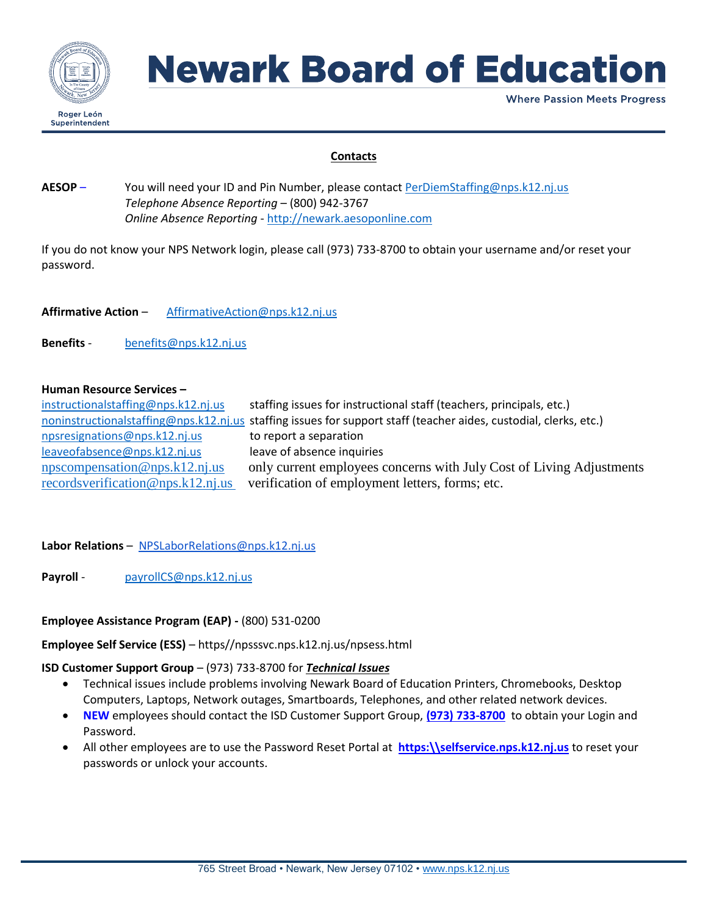# Newark Board of Education

Roger León
Superintendent

Where Passion Meets Progress

**Contacts**

**AESOP** – You will need your ID and Pin Number, please contact PerDiemStaffing@nps.k12.nj.us
*Telephone Absence Reporting* – (800) 942-3767
*Online Absence Reporting* - http://newark.aesoponline.com

If you do not know your NPS Network login, please call (973) 733-8700 to obtain your username and/or reset your password.

**Affirmative Action** – AffirmativeAction@nps.k12.nj.us

**Benefits** - benefits@nps.k12.nj.us

**Human Resource Services –**

| | |
|---|---|
| instructionalstaffing@nps.k12.nj.us | staffing issues for instructional staff (teachers, principals, etc.) |
| noninstructionalstaffing@nps.k12.nj.us | staffing issues for support staff (teacher aides, custodial, clerks, etc.) |
| npsresignations@nps.k12.nj.us | to report a separation |
| leaveofabsence@nps.k12.nj.us | leave of absence inquiries |
| npscompensation@nps.k12.nj.us | only current employees concerns with July Cost of Living Adjustments |
| recordsverification@nps.k12.nj.us | verification of employment letters, forms; etc. |

**Labor Relations** – NPSLaborRelations@nps.k12.nj.us

**Payroll** - payrollCS@nps.k12.nj.us

**Employee Assistance Program (EAP) -** (800) 531-0200

**Employee Self Service (ESS)** – https//npsssvc.nps.k12.nj.us/npsess.html

**ISD Customer Support Group** – (973) 733-8700 for ***Technical Issues***

- Technical issues include problems involving Newark Board of Education Printers, Chromebooks, Desktop Computers, Laptops, Network outages, Smartboards, Telephones, and other related network devices.
- **NEW** employees should contact the ISD Customer Support Group, **(973) 733-8700** to obtain your Login and Password.
- All other employees are to use the Password Reset Portal at **https:\\selfservice.nps.k12.nj.us** to reset your passwords or unlock your accounts.

765 Street Broad • Newark, New Jersey 07102 • www.nps.k12.nj.us